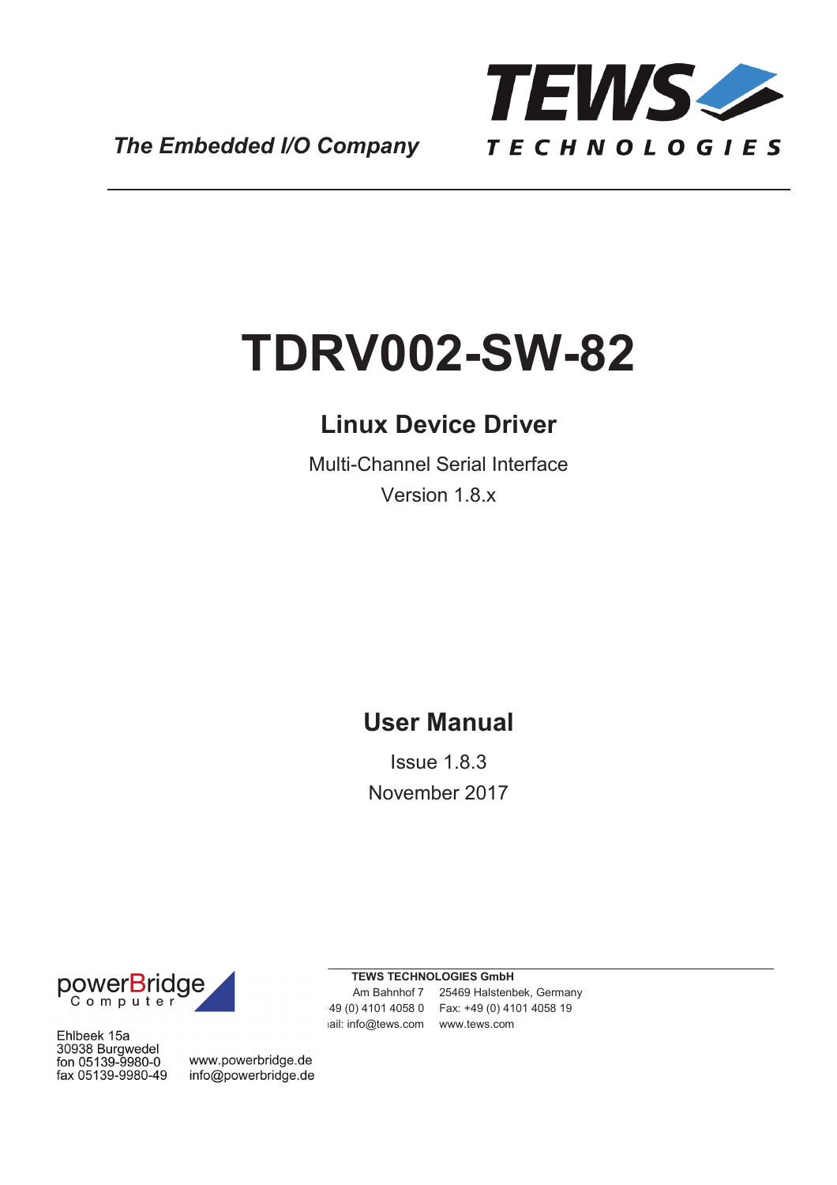*The Embedded I/O Company*

TEWS TECHNOLOGIES

# TDRV002-SW-82

## Linux Device Driver

Multi-Channel Serial Interface

Version 1.8.x

## User Manual

Issue 1.8.3

November 2017

powerBridge Computer

Ehlbeek 15a
30938 Burgwedel
fon 05139-9980-0
fax 05139-9980-49

www.powerbridge.de
info@powerbridge.de

**TEWS TECHNOLOGIES GmbH**

Am Bahnhof 7 25469 Halstenbek, Germany
·49 (0) 4101 4058 0 Fax: +49 (0) 4101 4058 19
ıail: info@tews.com www.tews.com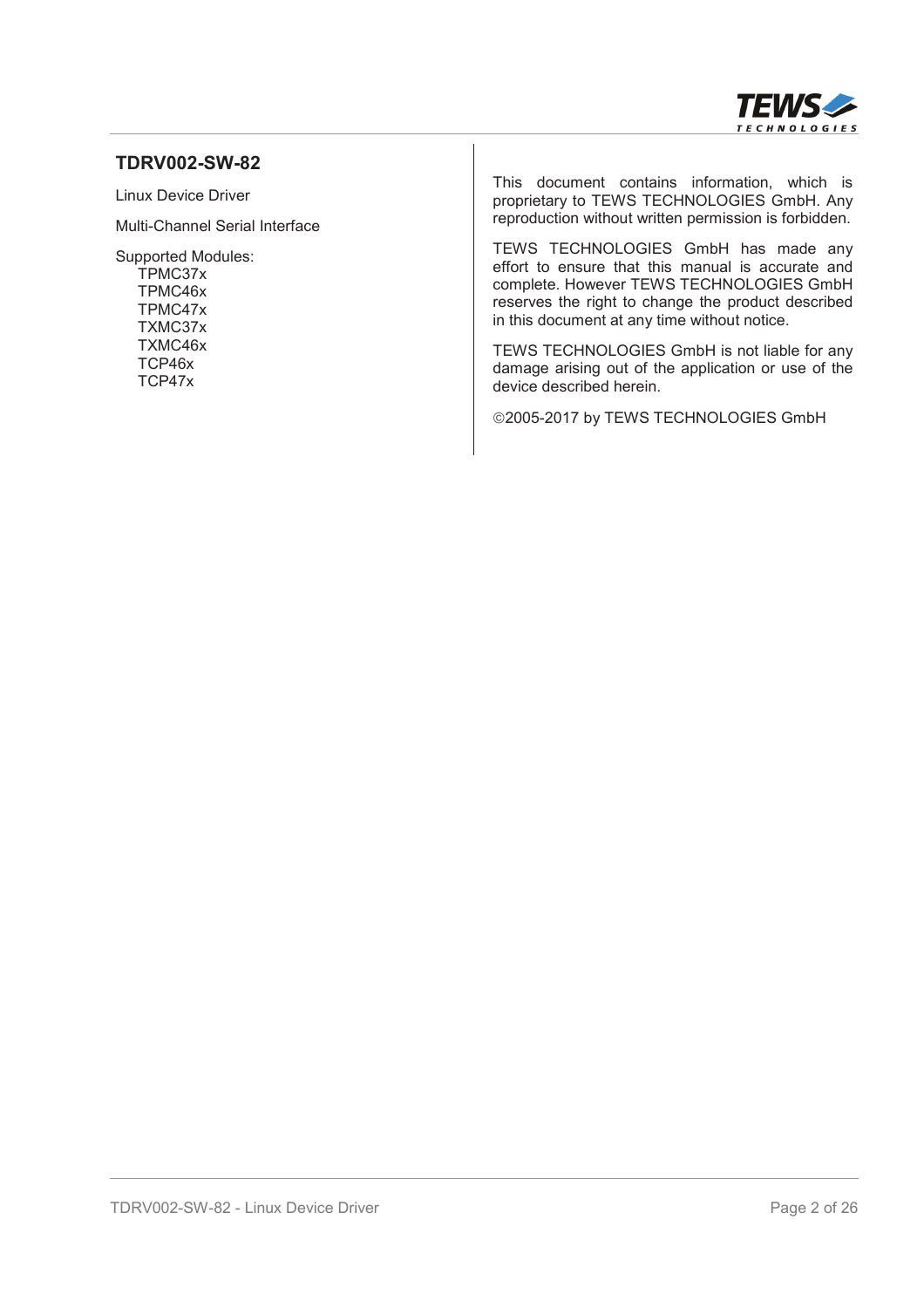## TDRV002-SW-82

Linux Device Driver

Multi-Channel Serial Interface

Supported Modules:
- TPMC37x
- TPMC46x
- TPMC47x
- TXMC37x
- TXMC46x
- TCP46x
- TCP47x

This document contains information, which is proprietary to TEWS TECHNOLOGIES GmbH. Any reproduction without written permission is forbidden.

TEWS TECHNOLOGIES GmbH has made any effort to ensure that this manual is accurate and complete. However TEWS TECHNOLOGIES GmbH reserves the right to change the product described in this document at any time without notice.

TEWS TECHNOLOGIES GmbH is not liable for any damage arising out of the application or use of the device described herein.

©2005-2017 by TEWS TECHNOLOGIES GmbH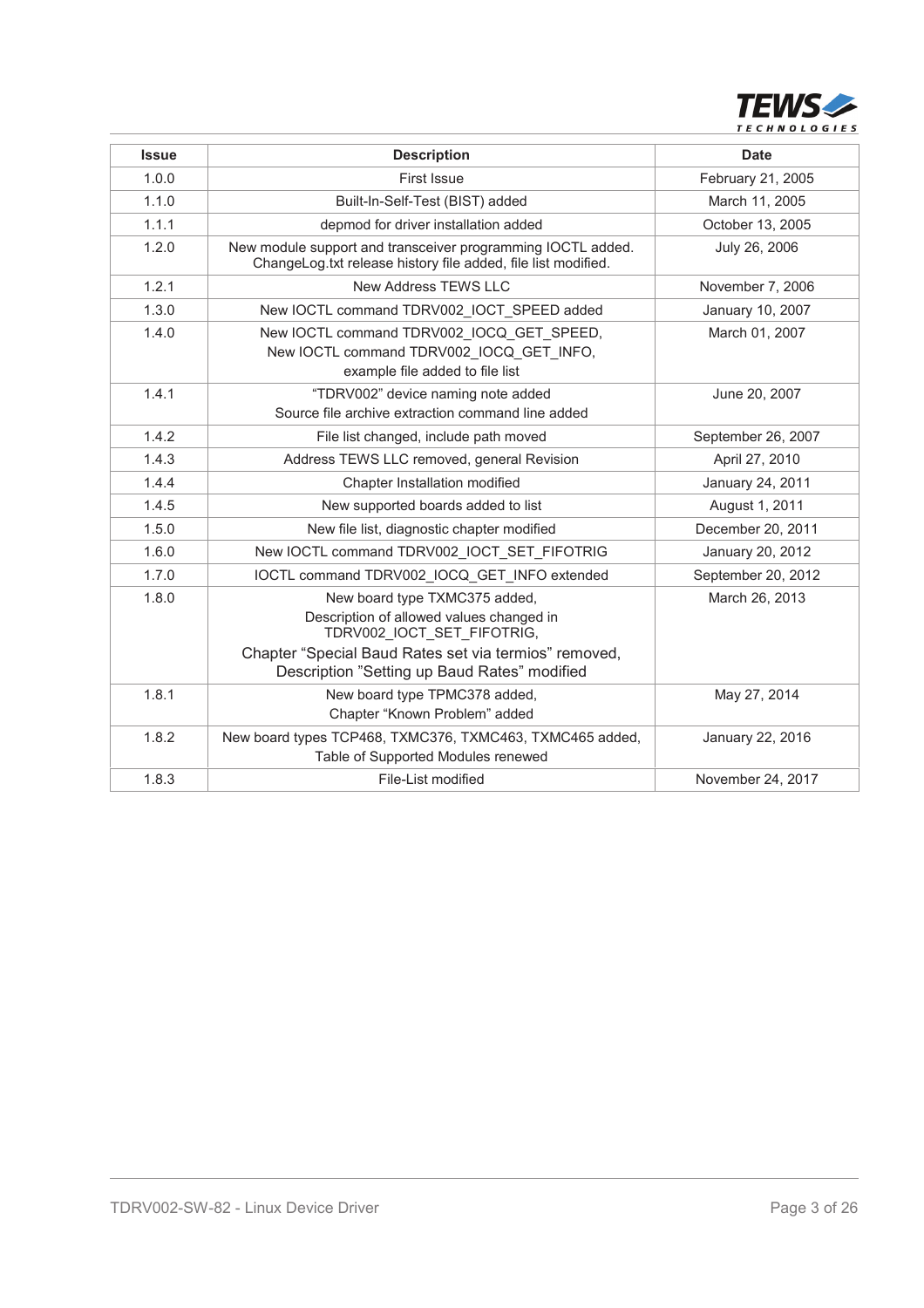| Issue | Description | Date |
|---|---|---|
| 1.0.0 | First Issue | February 21, 2005 |
| 1.1.0 | Built-In-Self-Test (BIST) added | March 11, 2005 |
| 1.1.1 | depmod for driver installation added | October 13, 2005 |
| 1.2.0 | New module support and transceiver programming IOCTL added. ChangeLog.txt release history file added, file list modified. | July 26, 2006 |
| 1.2.1 | New Address TEWS LLC | November 7, 2006 |
| 1.3.0 | New IOCTL command TDRV002_IOCT_SPEED added | January 10, 2007 |
| 1.4.0 | New IOCTL command TDRV002_IOCQ_GET_SPEED, New IOCTL command TDRV002_IOCQ_GET_INFO, example file added to file list | March 01, 2007 |
| 1.4.1 | "TDRV002" device naming note added Source file archive extraction command line added | June 20, 2007 |
| 1.4.2 | File list changed, include path moved | September 26, 2007 |
| 1.4.3 | Address TEWS LLC removed, general Revision | April 27, 2010 |
| 1.4.4 | Chapter Installation modified | January 24, 2011 |
| 1.4.5 | New supported boards added to list | August 1, 2011 |
| 1.5.0 | New file list, diagnostic chapter modified | December 20, 2011 |
| 1.6.0 | New IOCTL command TDRV002_IOCT_SET_FIFOTRIG | January 20, 2012 |
| 1.7.0 | IOCTL command TDRV002_IOCQ_GET_INFO extended | September 20, 2012 |
| 1.8.0 | New board type TXMC375 added, Description of allowed values changed in TDRV002_IOCT_SET_FIFOTRIG, Chapter "Special Baud Rates set via termios" removed, Description "Setting up Baud Rates" modified | March 26, 2013 |
| 1.8.1 | New board type TPMC378 added, Chapter "Known Problem" added | May 27, 2014 |
| 1.8.2 | New board types TCP468, TXMC376, TXMC463, TXMC465 added, Table of Supported Modules renewed | January 22, 2016 |
| 1.8.3 | File-List modified | November 24, 2017 |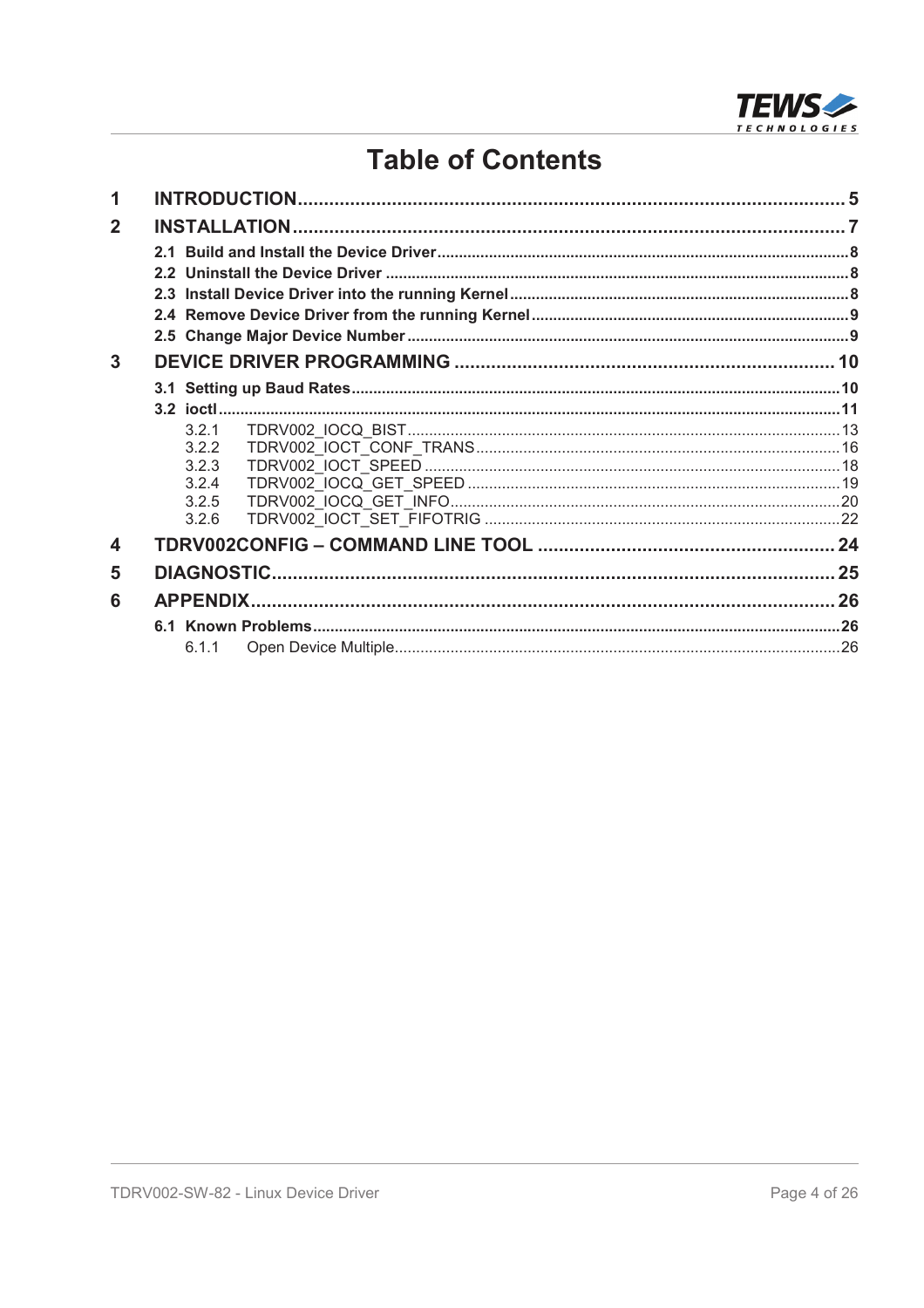# Table of Contents

| | | |
|---|---|---|
| **1** | **INTRODUCTION** | **5** |
| **2** | **INSTALLATION** | **7** |
| | **2.1 Build and Install the Device Driver** | **8** |
| | **2.2 Uninstall the Device Driver** | **8** |
| | **2.3 Install Device Driver into the running Kernel** | **8** |
| | **2.4 Remove Device Driver from the running Kernel** | **9** |
| | **2.5 Change Major Device Number** | **9** |
| **3** | **DEVICE DRIVER PROGRAMMING** | **10** |
| | **3.1 Setting up Baud Rates** | **10** |
| | **3.2 ioctl** | **11** |
| | 3.2.1 TDRV002_IOCQ_BIST | 13 |
| | 3.2.2 TDRV002_IOCT_CONF_TRANS | 16 |
| | 3.2.3 TDRV002_IOCT_SPEED | 18 |
| | 3.2.4 TDRV002_IOCQ_GET_SPEED | 19 |
| | 3.2.5 TDRV002_IOCQ_GET_INFO | 20 |
| | 3.2.6 TDRV002_IOCT_SET_FIFOTRIG | 22 |
| **4** | **TDRV002CONFIG – COMMAND LINE TOOL** | **24** |
| **5** | **DIAGNOSTIC** | **25** |
| **6** | **APPENDIX** | **26** |
| | **6.1 Known Problems** | **26** |
| | 6.1.1 Open Device Multiple | 26 |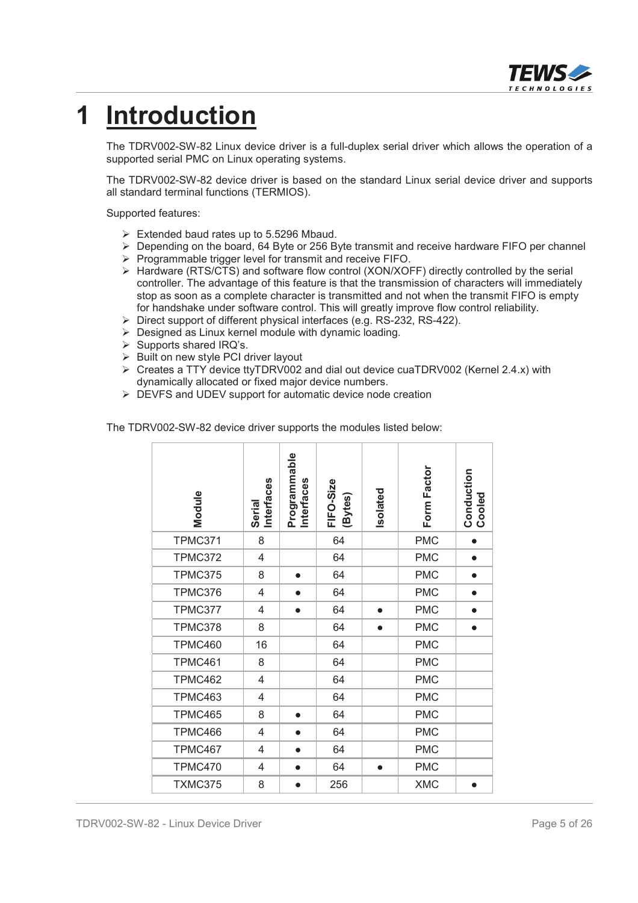# 1 Introduction

The TDRV002-SW-82 Linux device driver is a full-duplex serial driver which allows the operation of a supported serial PMC on Linux operating systems.

The TDRV002-SW-82 device driver is based on the standard Linux serial device driver and supports all standard terminal functions (TERMIOS).

Supported features:

- Extended baud rates up to 5.5296 Mbaud.
- Depending on the board, 64 Byte or 256 Byte transmit and receive hardware FIFO per channel
- Programmable trigger level for transmit and receive FIFO.
- Hardware (RTS/CTS) and software flow control (XON/XOFF) directly controlled by the serial controller. The advantage of this feature is that the transmission of characters will immediately stop as soon as a complete character is transmitted and not when the transmit FIFO is empty for handshake under software control. This will greatly improve flow control reliability.
- Direct support of different physical interfaces (e.g. RS-232, RS-422).
- Designed as Linux kernel module with dynamic loading.
- Supports shared IRQ's.
- Built on new style PCI driver layout
- Creates a TTY device ttyTDRV002 and dial out device cuaTDRV002 (Kernel 2.4.x) with dynamically allocated or fixed major device numbers.
- DEVFS and UDEV support for automatic device node creation

The TDRV002-SW-82 device driver supports the modules listed below:

| Module | Serial Interfaces | Programmable Interfaces | FIFO-Size (Bytes) | Isolated | Form Factor | Conduction Cooled |
|---|---|---|---|---|---|---|
| TPMC371 | 8 | | 64 | | PMC | ● |
| TPMC372 | 4 | | 64 | | PMC | ● |
| TPMC375 | 8 | ● | 64 | | PMC | ● |
| TPMC376 | 4 | ● | 64 | | PMC | ● |
| TPMC377 | 4 | ● | 64 | ● | PMC | ● |
| TPMC378 | 8 | | 64 | ● | PMC | ● |
| TPMC460 | 16 | | 64 | | PMC | |
| TPMC461 | 8 | | 64 | | PMC | |
| TPMC462 | 4 | | 64 | | PMC | |
| TPMC463 | 4 | | 64 | | PMC | |
| TPMC465 | 8 | ● | 64 | | PMC | |
| TPMC466 | 4 | ● | 64 | | PMC | |
| TPMC467 | 4 | ● | 64 | | PMC | |
| TPMC470 | 4 | ● | 64 | ● | PMC | |
| TXMC375 | 8 | ● | 256 | | XMC | ● |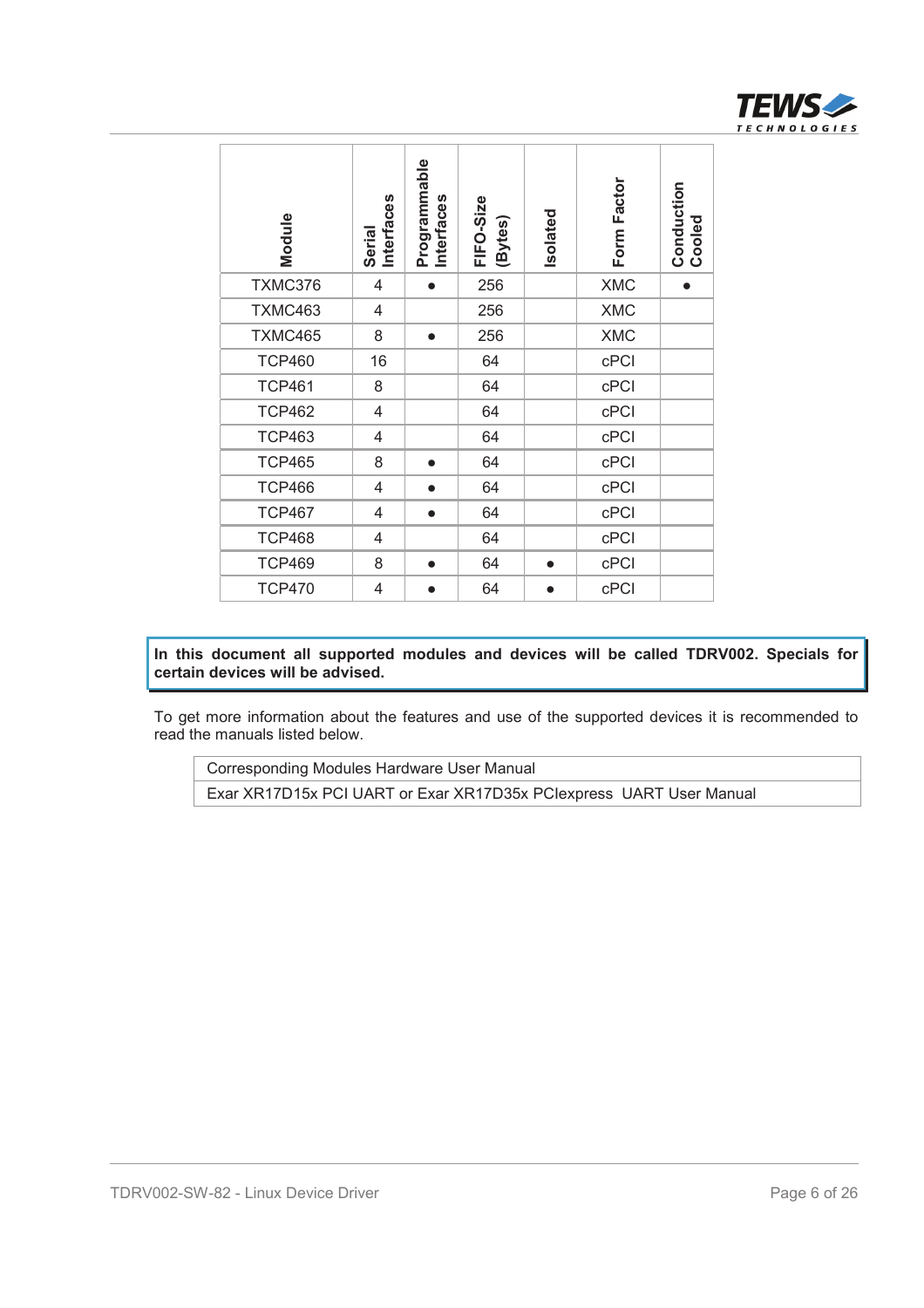| Module | Serial Interfaces | Programmable Interfaces | FIFO-Size (Bytes) | Isolated | Form Factor | Conduction Cooled |
|---|---|---|---|---|---|---|
| TXMC376 | 4 | ● | 256 | | XMC | ● |
| TXMC463 | 4 | | 256 | | XMC | |
| TXMC465 | 8 | ● | 256 | | XMC | |
| TCP460 | 16 | | 64 | | cPCI | |
| TCP461 | 8 | | 64 | | cPCI | |
| TCP462 | 4 | | 64 | | cPCI | |
| TCP463 | 4 | | 64 | | cPCI | |
| TCP465 | 8 | ● | 64 | | cPCI | |
| TCP466 | 4 | ● | 64 | | cPCI | |
| TCP467 | 4 | ● | 64 | | cPCI | |
| TCP468 | 4 | | 64 | | cPCI | |
| TCP469 | 8 | ● | 64 | ● | cPCI | |
| TCP470 | 4 | ● | 64 | ● | cPCI | |

**In this document all supported modules and devices will be called TDRV002. Specials for certain devices will be advised.**

To get more information about the features and use of the supported devices it is recommended to read the manuals listed below.

| |
|---|
| Corresponding Modules Hardware User Manual |
| Exar XR17D15x PCI UART or Exar XR17D35x PCIexpress UART User Manual |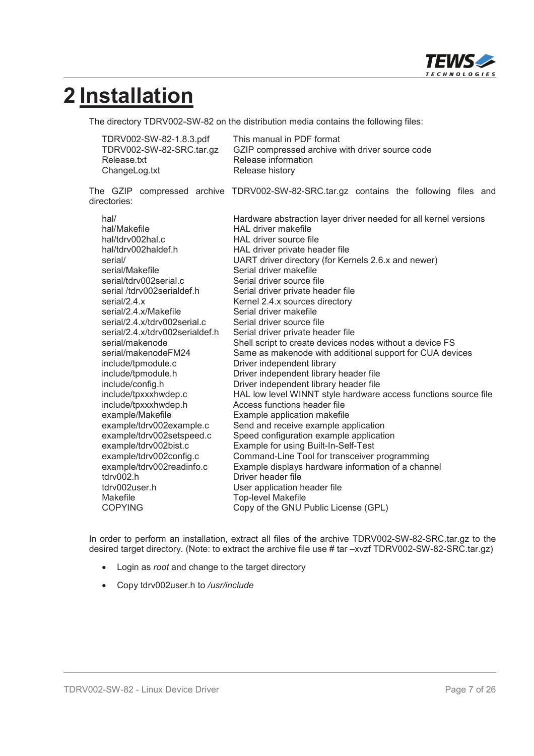# 2 Installation

The directory TDRV002-SW-82 on the distribution media contains the following files:

| | |
|---|---|
| TDRV002-SW-82-1.8.3.pdf | This manual in PDF format |
| TDRV002-SW-82-SRC.tar.gz | GZIP compressed archive with driver source code |
| Release.txt | Release information |
| ChangeLog.txt | Release history |

The GZIP compressed archive TDRV002-SW-82-SRC.tar.gz contains the following files and directories:

| | |
|---|---|
| hal/ | Hardware abstraction layer driver needed for all kernel versions |
| hal/Makefile | HAL driver makefile |
| hal/tdrv002hal.c | HAL driver source file |
| hal/tdrv002haldef.h | HAL driver private header file |
| serial/ | UART driver directory (for Kernels 2.6.x and newer) |
| serial/Makefile | Serial driver makefile |
| serial/tdrv002serial.c | Serial driver source file |
| serial /tdrv002serialdef.h | Serial driver private header file |
| serial/2.4.x | Kernel 2.4.x sources directory |
| serial/2.4.x/Makefile | Serial driver makefile |
| serial/2.4.x/tdrv002serial.c | Serial driver source file |
| serial/2.4.x/tdrv002serialdef.h | Serial driver private header file |
| serial/makenode | Shell script to create devices nodes without a device FS |
| serial/makenodeFM24 | Same as makenode with additional support for CUA devices |
| include/tpmodule.c | Driver independent library |
| include/tpmodule.h | Driver independent library header file |
| include/config.h | Driver independent library header file |
| include/tpxxxhwdep.c | HAL low level WINNT style hardware access functions source file |
| include/tpxxxhwdep.h | Access functions header file |
| example/Makefile | Example application makefile |
| example/tdrv002example.c | Send and receive example application |
| example/tdrv002setspeed.c | Speed configuration example application |
| example/tdrv002bist.c | Example for using Built-In-Self-Test |
| example/tdrv002config.c | Command-Line Tool for transceiver programming |
| example/tdrv002readinfo.c | Example displays hardware information of a channel |
| tdrv002.h | Driver header file |
| tdrv002user.h | User application header file |
| Makefile | Top-level Makefile |
| COPYING | Copy of the GNU Public License (GPL) |

In order to perform an installation, extract all files of the archive TDRV002-SW-82-SRC.tar.gz to the desired target directory. (Note: to extract the archive file use # tar –xvzf TDRV002-SW-82-SRC.tar.gz)

- Login as *root* and change to the target directory
- Copy tdrv002user.h to */usr/include*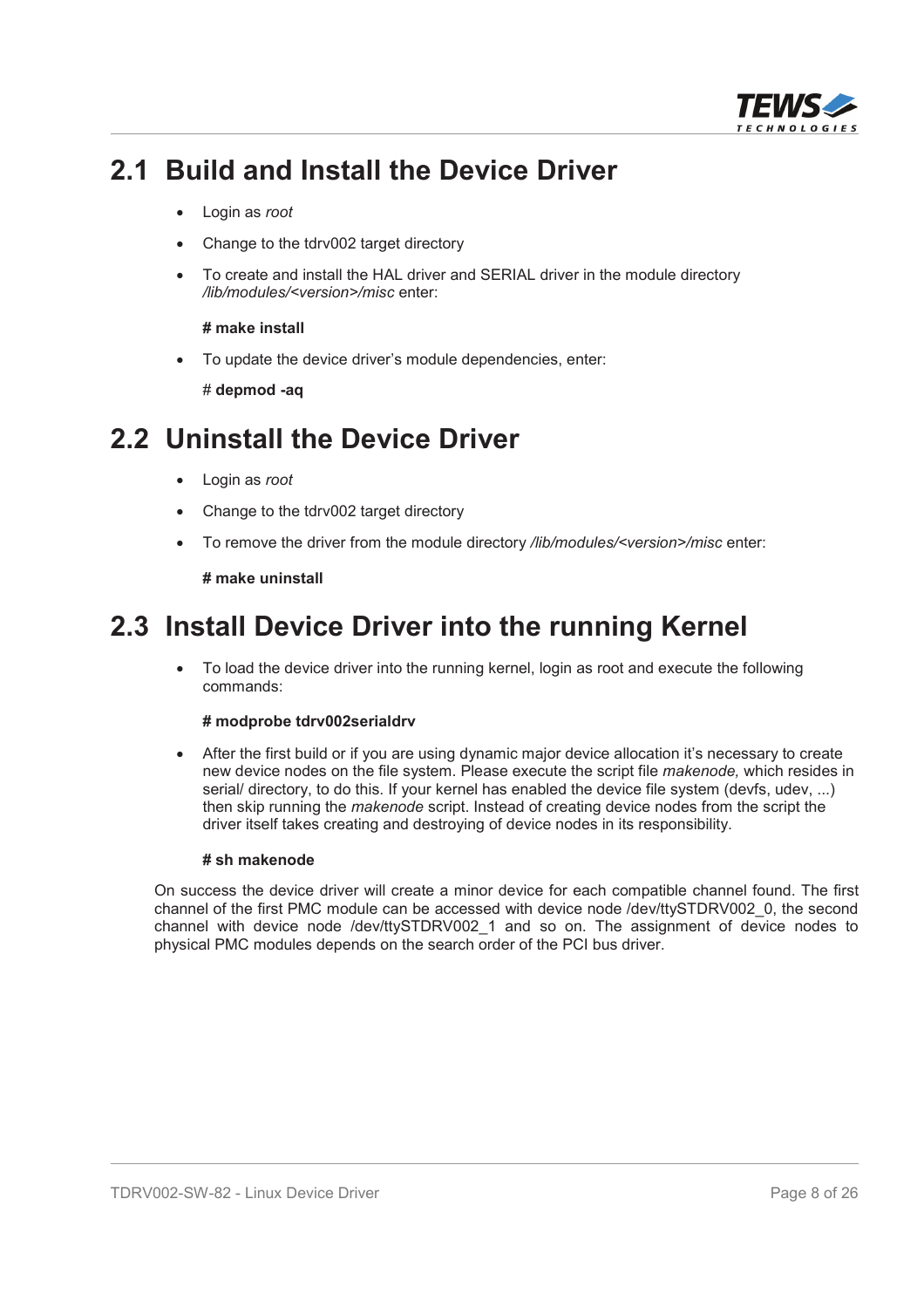## 2.1 Build and Install the Device Driver

- Login as *root*
- Change to the tdrv002 target directory
- To create and install the HAL driver and SERIAL driver in the module directory */lib/modules/<version>/misc* enter:

  **# make install**

- To update the device driver's module dependencies, enter:

  # **depmod -aq**

## 2.2 Uninstall the Device Driver

- Login as *root*
- Change to the tdrv002 target directory
- To remove the driver from the module directory */lib/modules/<version>/misc* enter:

  **# make uninstall**

## 2.3 Install Device Driver into the running Kernel

- To load the device driver into the running kernel, login as root and execute the following commands:

  **# modprobe tdrv002serialdrv**

- After the first build or if you are using dynamic major device allocation it's necessary to create new device nodes on the file system. Please execute the script file *makenode,* which resides in serial/ directory, to do this. If your kernel has enabled the device file system (devfs, udev, ...) then skip running the *makenode* script. Instead of creating device nodes from the script the driver itself takes creating and destroying of device nodes in its responsibility.

  **# sh makenode**

On success the device driver will create a minor device for each compatible channel found. The first channel of the first PMC module can be accessed with device node /dev/ttySTDRV002_0, the second channel with device node /dev/ttySTDRV002_1 and so on. The assignment of device nodes to physical PMC modules depends on the search order of the PCI bus driver.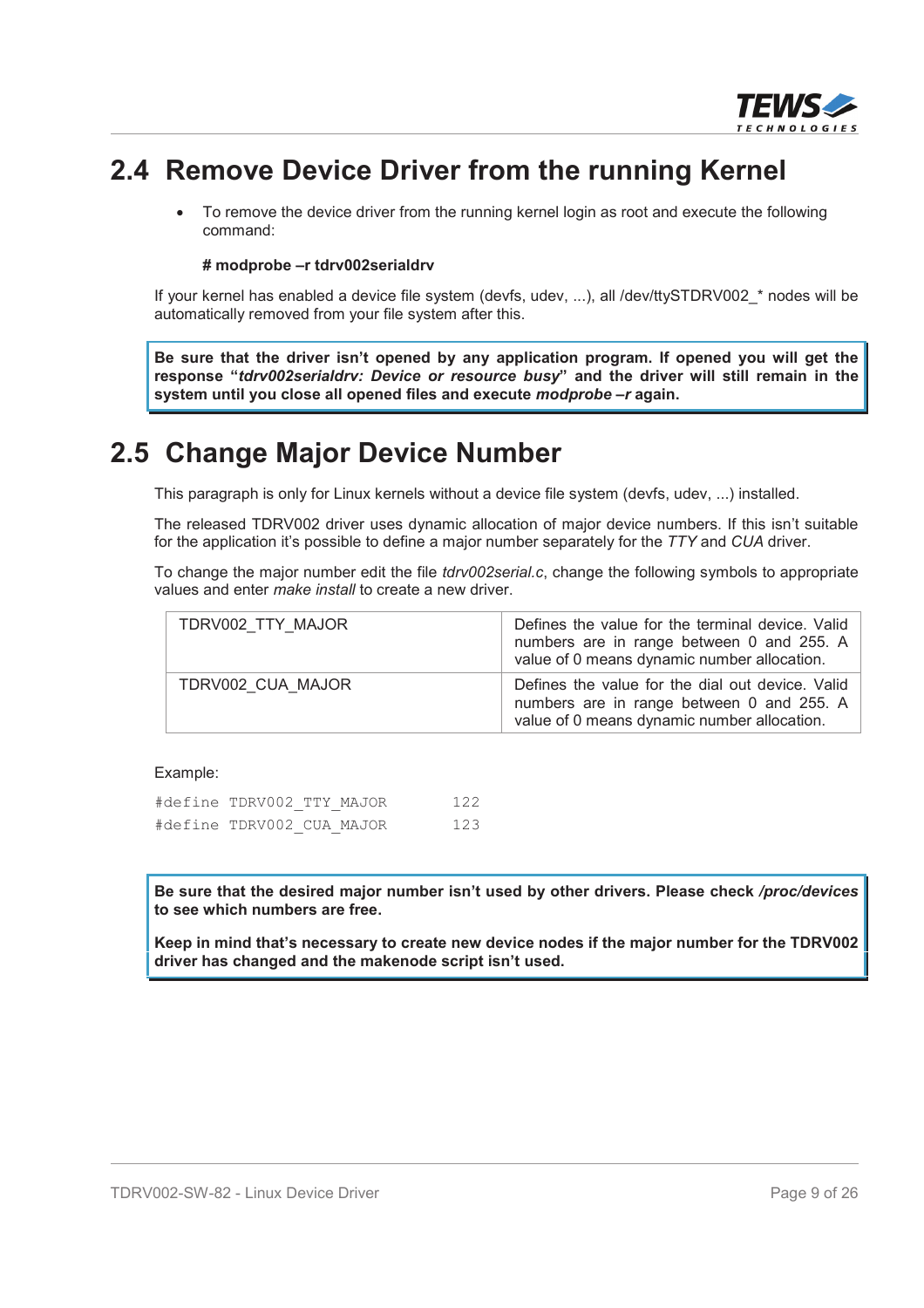## 2.4 Remove Device Driver from the running Kernel

- To remove the device driver from the running kernel login as root and execute the following command:

  **# modprobe –r tdrv002serialdrv**

If your kernel has enabled a device file system (devfs, udev, ...), all /dev/ttySTDRV002_* nodes will be automatically removed from your file system after this.

**Be sure that the driver isn't opened by any application program. If opened you will get the response "*tdrv002serialdrv: Device or resource busy*" and the driver will still remain in the system until you close all opened files and execute *modprobe –r* again.**

## 2.5 Change Major Device Number

This paragraph is only for Linux kernels without a device file system (devfs, udev, ...) installed.

The released TDRV002 driver uses dynamic allocation of major device numbers. If this isn't suitable for the application it's possible to define a major number separately for the *TTY* and *CUA* driver.

To change the major number edit the file *tdrv002serial.c*, change the following symbols to appropriate values and enter *make install* to create a new driver.

| | |
|---|---|
| TDRV002_TTY_MAJOR | Defines the value for the terminal device. Valid numbers are in range between 0 and 255. A value of 0 means dynamic number allocation. |
| TDRV002_CUA_MAJOR | Defines the value for the dial out device. Valid numbers are in range between 0 and 255. A value of 0 means dynamic number allocation. |

Example:

```
#define TDRV002_TTY_MAJOR        122
#define TDRV002_CUA_MAJOR        123
```

**Be sure that the desired major number isn't used by other drivers. Please check */proc/devices* to see which numbers are free.**

**Keep in mind that's necessary to create new device nodes if the major number for the TDRV002 driver has changed and the makenode script isn't used.**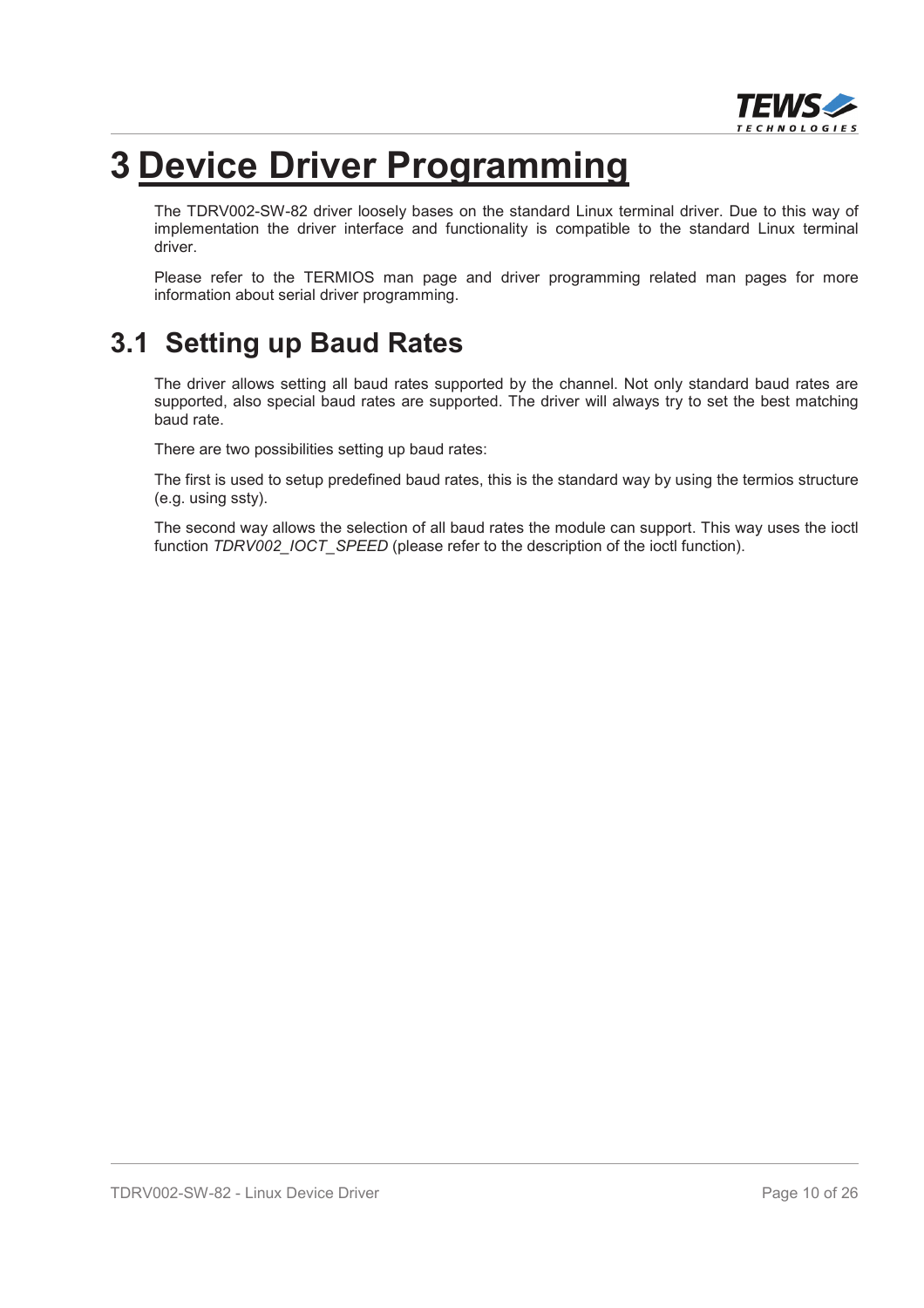# 3 Device Driver Programming

The TDRV002-SW-82 driver loosely bases on the standard Linux terminal driver. Due to this way of implementation the driver interface and functionality is compatible to the standard Linux terminal driver.

Please refer to the TERMIOS man page and driver programming related man pages for more information about serial driver programming.

## 3.1 Setting up Baud Rates

The driver allows setting all baud rates supported by the channel. Not only standard baud rates are supported, also special baud rates are supported. The driver will always try to set the best matching baud rate.

There are two possibilities setting up baud rates:

The first is used to setup predefined baud rates, this is the standard way by using the termios structure (e.g. using ssty).

The second way allows the selection of all baud rates the module can support. This way uses the ioctl function *TDRV002_IOCT_SPEED* (please refer to the description of the ioctl function).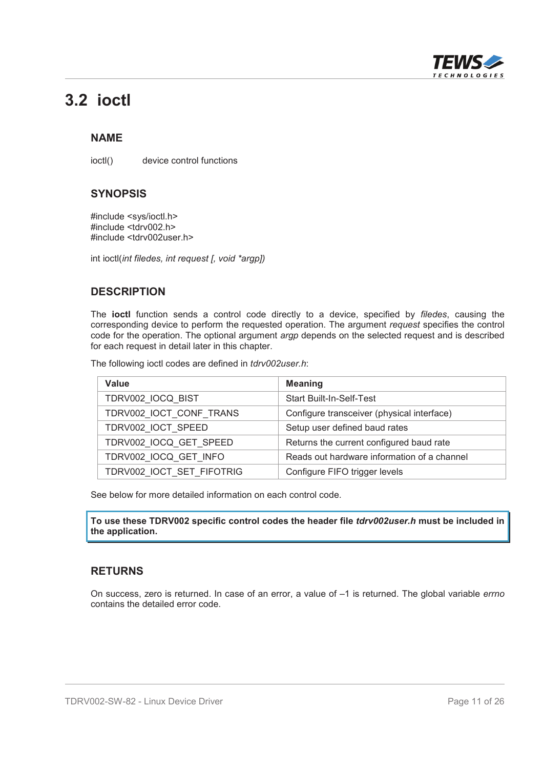## 3.2 ioctl

### NAME

ioctl()    device control functions

### SYNOPSIS

```
#include <sys/ioctl.h>
#include <tdrv002.h>
#include <tdrv002user.h>
```

int ioctl(*int filedes, int request [, void *argp]*)

### DESCRIPTION

The **ioctl** function sends a control code directly to a device, specified by *filedes*, causing the corresponding device to perform the requested operation. The argument *request* specifies the control code for the operation. The optional argument *argp* depends on the selected request and is described for each request in detail later in this chapter.

The following ioctl codes are defined in *tdrv002user.h*:

| Value | Meaning |
|---|---|
| TDRV002_IOCQ_BIST | Start Built-In-Self-Test |
| TDRV002_IOCT_CONF_TRANS | Configure transceiver (physical interface) |
| TDRV002_IOCT_SPEED | Setup user defined baud rates |
| TDRV002_IOCQ_GET_SPEED | Returns the current configured baud rate |
| TDRV002_IOCQ_GET_INFO | Reads out hardware information of a channel |
| TDRV002_IOCT_SET_FIFOTRIG | Configure FIFO trigger levels |

See below for more detailed information on each control code.

**To use these TDRV002 specific control codes the header file *tdrv002user.h* must be included in the application.**

### RETURNS

On success, zero is returned. In case of an error, a value of –1 is returned. The global variable *errno* contains the detailed error code.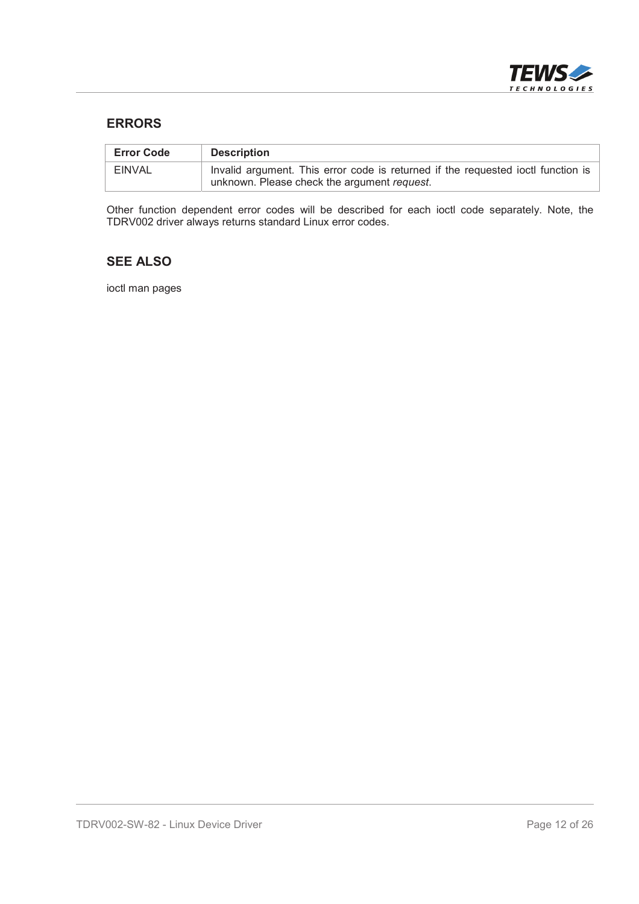## ERRORS

| Error Code | Description |
|---|---|
| EINVAL | Invalid argument. This error code is returned if the requested ioctl function is unknown. Please check the argument *request*. |

Other function dependent error codes will be described for each ioctl code separately. Note, the TDRV002 driver always returns standard Linux error codes.

## SEE ALSO

ioctl man pages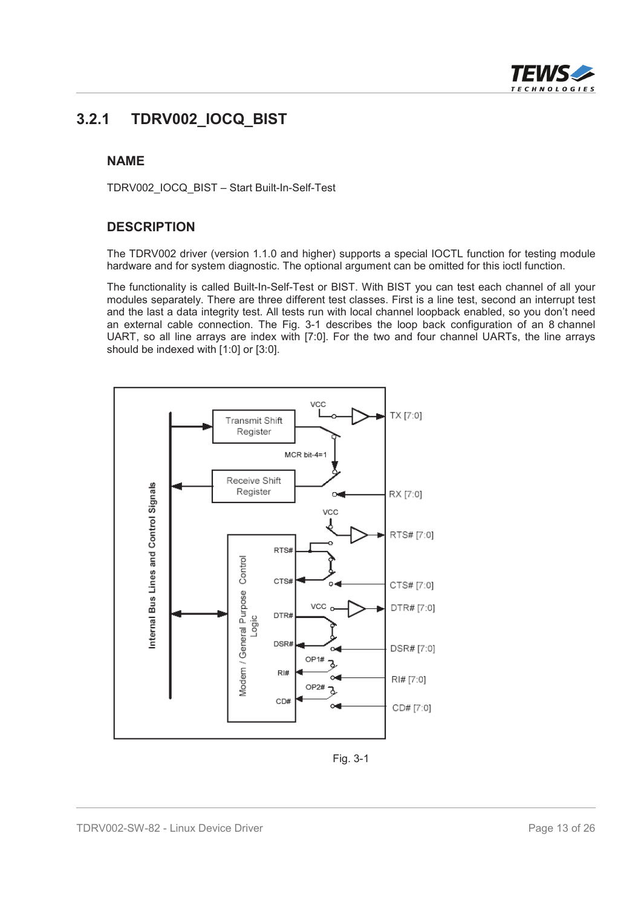## 3.2.1 TDRV002_IOCQ_BIST

### NAME

TDRV002_IOCQ_BIST – Start Built-In-Self-Test

### DESCRIPTION

The TDRV002 driver (version 1.1.0 and higher) supports a special IOCTL function for testing module hardware and for system diagnostic. The optional argument can be omitted for this ioctl function.

The functionality is called Built-In-Self-Test or BIST. With BIST you can test each channel of all your modules separately. There are three different test classes. First is a line test, second an interrupt test and the last a data integrity test. All tests run with local channel loopback enabled, so you don't need an external cable connection. The Fig. 3-1 describes the loop back configuration of an 8 channel UART, so all line arrays are index with [7:0]. For the two and four channel UARTs, the line arrays should be indexed with [1:0] or [3:0].

Fig. 3-1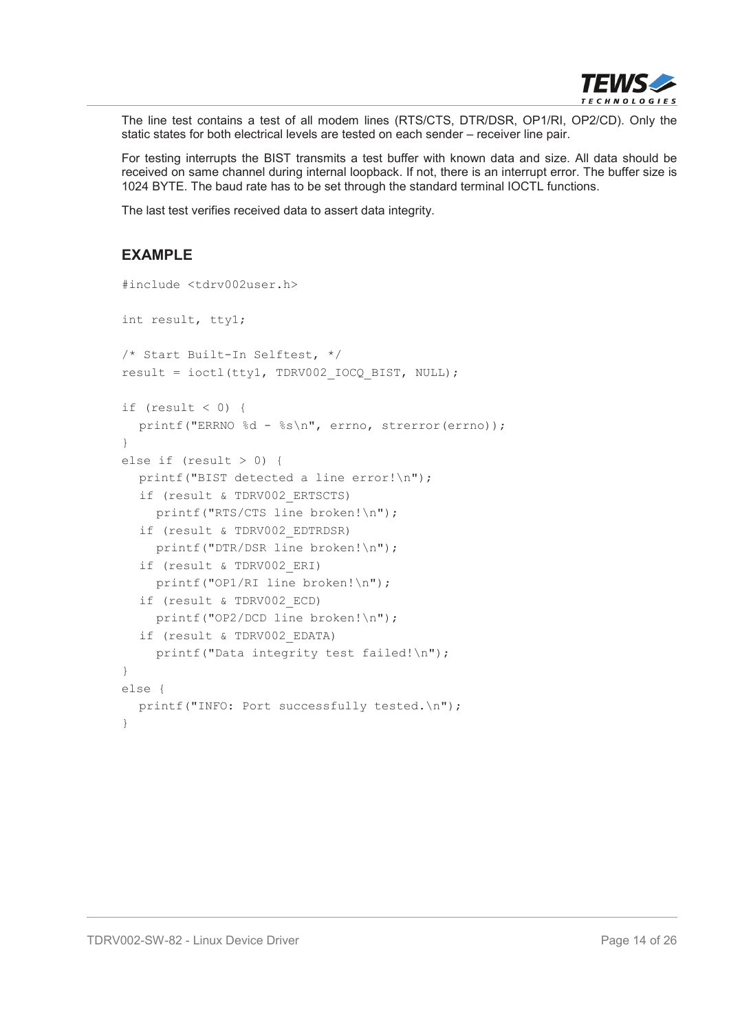The line test contains a test of all modem lines (RTS/CTS, DTR/DSR, OP1/RI, OP2/CD). Only the static states for both electrical levels are tested on each sender – receiver line pair.

For testing interrupts the BIST transmits a test buffer with known data and size. All data should be received on same channel during internal loopback. If not, there is an interrupt error. The buffer size is 1024 BYTE. The baud rate has to be set through the standard terminal IOCTL functions.

The last test verifies received data to assert data integrity.

## EXAMPLE

```
#include <tdrv002user.h>

int result, tty1;

/* Start Built-In Selftest, */
result = ioctl(tty1, TDRV002_IOCQ_BIST, NULL);

if (result < 0) {
  printf("ERRNO %d - %s\n", errno, strerror(errno));
}
else if (result > 0) {
  printf("BIST detected a line error!\n");
  if (result & TDRV002_ERTSCTS)
    printf("RTS/CTS line broken!\n");
  if (result & TDRV002_EDTRDSR)
    printf("DTR/DSR line broken!\n");
  if (result & TDRV002_ERI)
    printf("OP1/RI line broken!\n");
  if (result & TDRV002_ECD)
    printf("OP2/DCD line broken!\n");
  if (result & TDRV002_EDATA)
    printf("Data integrity test failed!\n");
}
else {
  printf("INFO: Port successfully tested.\n");
}
```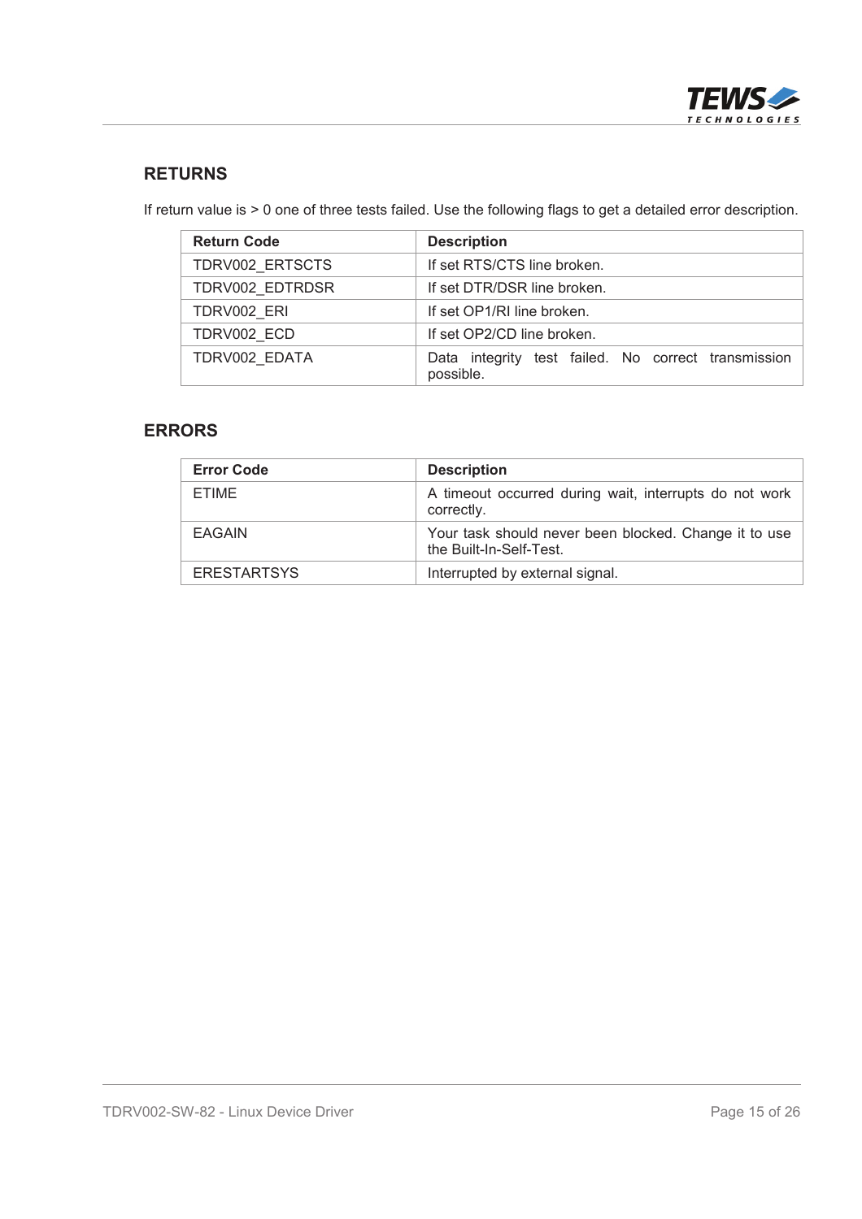## RETURNS

If return value is > 0 one of three tests failed. Use the following flags to get a detailed error description.

| Return Code | Description |
|---|---|
| TDRV002_ERTSCTS | If set RTS/CTS line broken. |
| TDRV002_EDTRDSR | If set DTR/DSR line broken. |
| TDRV002_ERI | If set OP1/RI line broken. |
| TDRV002_ECD | If set OP2/CD line broken. |
| TDRV002_EDATA | Data integrity test failed. No correct transmission possible. |

## ERRORS

| Error Code | Description |
|---|---|
| ETIME | A timeout occurred during wait, interrupts do not work correctly. |
| EAGAIN | Your task should never been blocked. Change it to use the Built-In-Self-Test. |
| ERESTARTSYS | Interrupted by external signal. |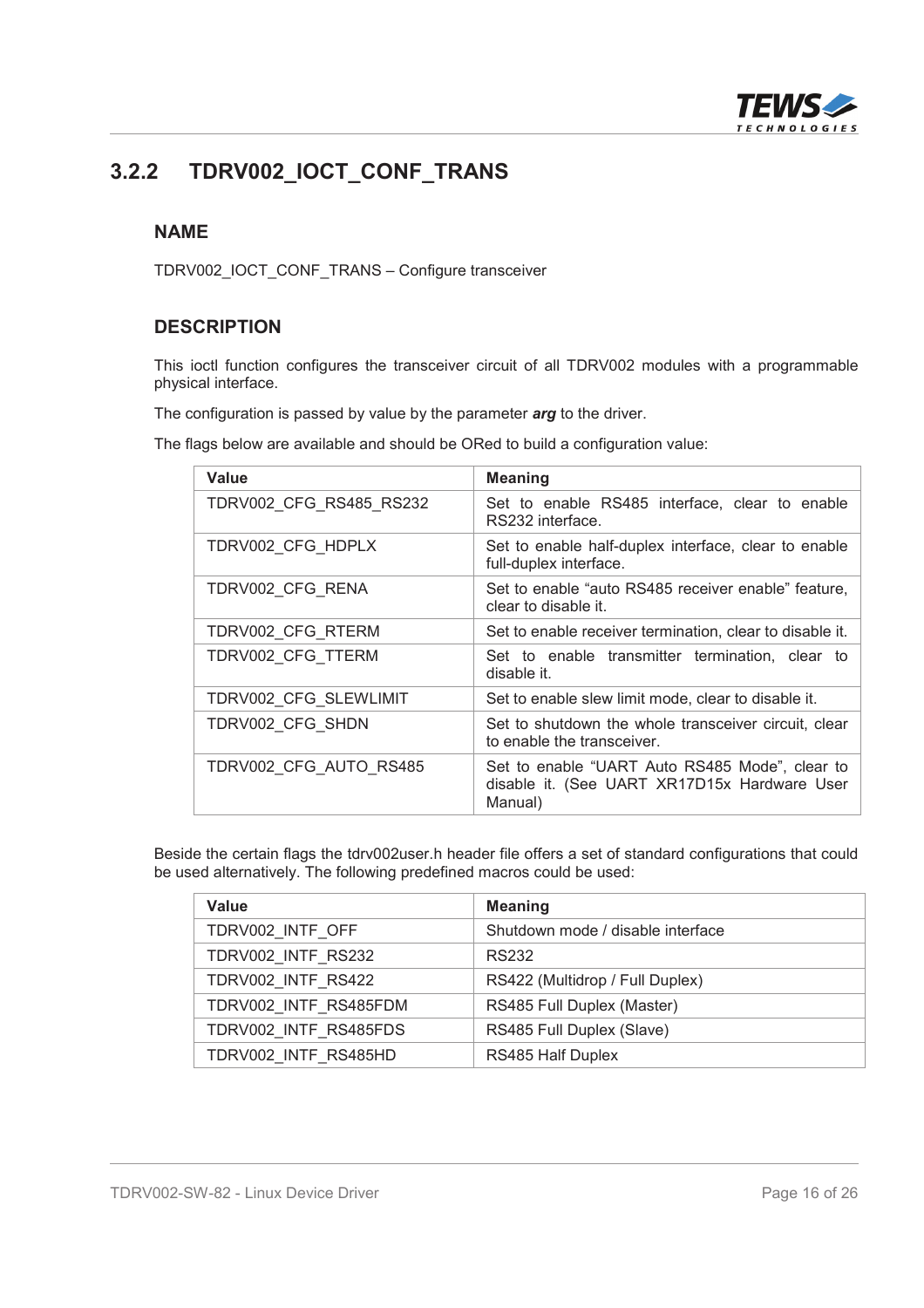### 3.2.2 TDRV002_IOCT_CONF_TRANS

#### NAME

TDRV002_IOCT_CONF_TRANS – Configure transceiver

#### DESCRIPTION

This ioctl function configures the transceiver circuit of all TDRV002 modules with a programmable physical interface.

The configuration is passed by value by the parameter ***arg*** to the driver.

The flags below are available and should be ORed to build a configuration value:

| Value | Meaning |
|---|---|
| TDRV002_CFG_RS485_RS232 | Set to enable RS485 interface, clear to enable RS232 interface. |
| TDRV002_CFG_HDPLX | Set to enable half-duplex interface, clear to enable full-duplex interface. |
| TDRV002_CFG_RENA | Set to enable “auto RS485 receiver enable” feature, clear to disable it. |
| TDRV002_CFG_RTERM | Set to enable receiver termination, clear to disable it. |
| TDRV002_CFG_TTERM | Set to enable transmitter termination, clear to disable it. |
| TDRV002_CFG_SLEWLIMIT | Set to enable slew limit mode, clear to disable it. |
| TDRV002_CFG_SHDN | Set to shutdown the whole transceiver circuit, clear to enable the transceiver. |
| TDRV002_CFG_AUTO_RS485 | Set to enable “UART Auto RS485 Mode”, clear to disable it. (See UART XR17D15x Hardware User Manual) |

Beside the certain flags the tdrv002user.h header file offers a set of standard configurations that could be used alternatively. The following predefined macros could be used:

| Value | Meaning |
|---|---|
| TDRV002_INTF_OFF | Shutdown mode / disable interface |
| TDRV002_INTF_RS232 | RS232 |
| TDRV002_INTF_RS422 | RS422 (Multidrop / Full Duplex) |
| TDRV002_INTF_RS485FDM | RS485 Full Duplex (Master) |
| TDRV002_INTF_RS485FDS | RS485 Full Duplex (Slave) |
| TDRV002_INTF_RS485HD | RS485 Half Duplex |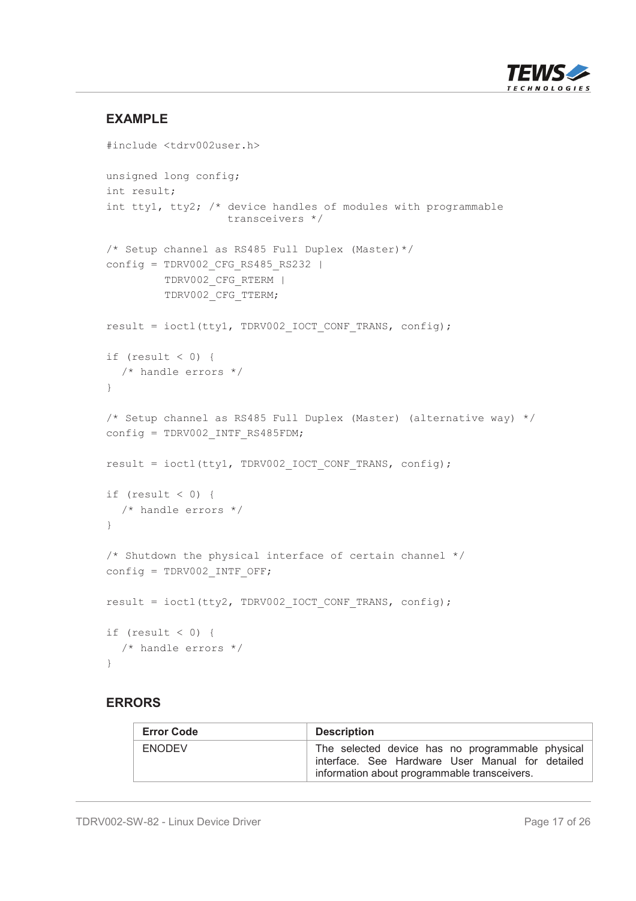## EXAMPLE

```
#include <tdrv002user.h>

unsigned long config;
int result;
int tty1, tty2; /* device handles of modules with programmable
                   transceivers */

/* Setup channel as RS485 Full Duplex (Master)*/
config = TDRV002_CFG_RS485_RS232 |
         TDRV002_CFG_RTERM |
         TDRV002_CFG_TTERM;

result = ioctl(tty1, TDRV002_IOCT_CONF_TRANS, config);

if (result < 0) {
  /* handle errors */
}

/* Setup channel as RS485 Full Duplex (Master) (alternative way) */
config = TDRV002_INTF_RS485FDM;

result = ioctl(tty1, TDRV002_IOCT_CONF_TRANS, config);

if (result < 0) {
  /* handle errors */
}

/* Shutdown the physical interface of certain channel */
config = TDRV002_INTF_OFF;

result = ioctl(tty2, TDRV002_IOCT_CONF_TRANS, config);

if (result < 0) {
  /* handle errors */
}
```

## ERRORS

| Error Code | Description |
|---|---|
| ENODEV | The selected device has no programmable physical interface. See Hardware User Manual for detailed information about programmable transceivers. |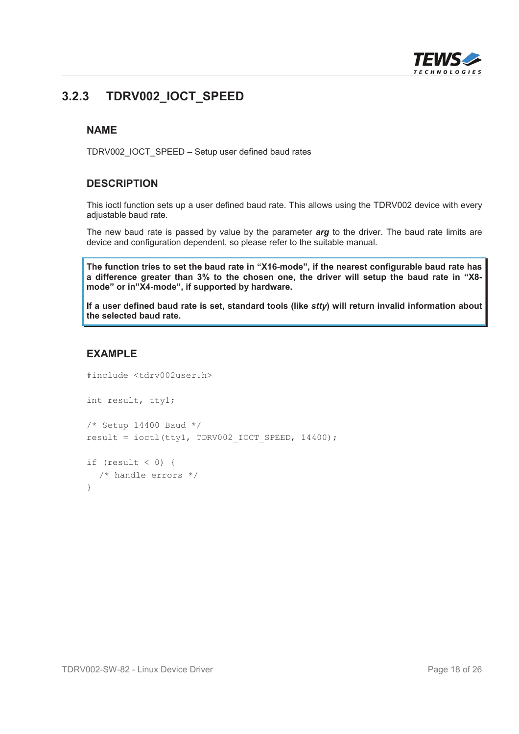### 3.2.3 TDRV002_IOCT_SPEED

#### NAME

TDRV002_IOCT_SPEED – Setup user defined baud rates

#### DESCRIPTION

This ioctl function sets up a user defined baud rate. This allows using the TDRV002 device with every adjustable baud rate.

The new baud rate is passed by value by the parameter ***arg*** to the driver. The baud rate limits are device and configuration dependent, so please refer to the suitable manual.

> **The function tries to set the baud rate in "X16-mode", if the nearest configurable baud rate has a difference greater than 3% to the chosen one, the driver will setup the baud rate in "X8-mode" or in"X4-mode", if supported by hardware.**
>
> **If a user defined baud rate is set, standard tools (like *stty*) will return invalid information about the selected baud rate.**

#### EXAMPLE

```
#include <tdrv002user.h>

int result, tty1;

/* Setup 14400 Baud */
result = ioctl(tty1, TDRV002_IOCT_SPEED, 14400);

if (result < 0) {
  /* handle errors */
}
```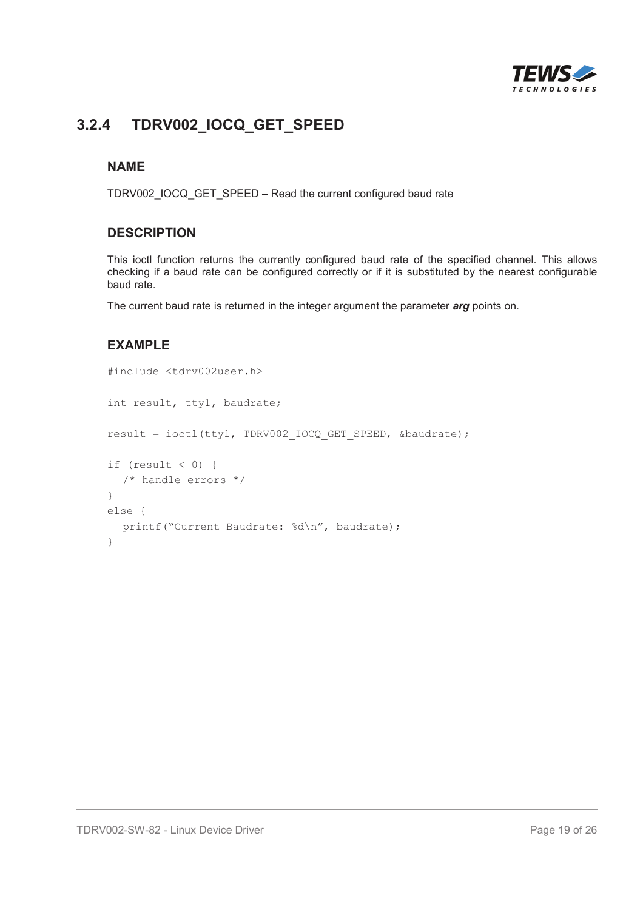### 3.2.4 TDRV002_IOCQ_GET_SPEED

#### NAME

TDRV002_IOCQ_GET_SPEED – Read the current configured baud rate

#### DESCRIPTION

This ioctl function returns the currently configured baud rate of the specified channel. This allows checking if a baud rate can be configured correctly or if it is substituted by the nearest configurable baud rate.

The current baud rate is returned in the integer argument the parameter ***arg*** points on.

#### EXAMPLE

```
#include <tdrv002user.h>

int result, tty1, baudrate;

result = ioctl(tty1, TDRV002_IOCQ_GET_SPEED, &baudrate);

if (result < 0) {
  /* handle errors */
}
else {
  printf("Current Baudrate: %d\n", baudrate);
}
```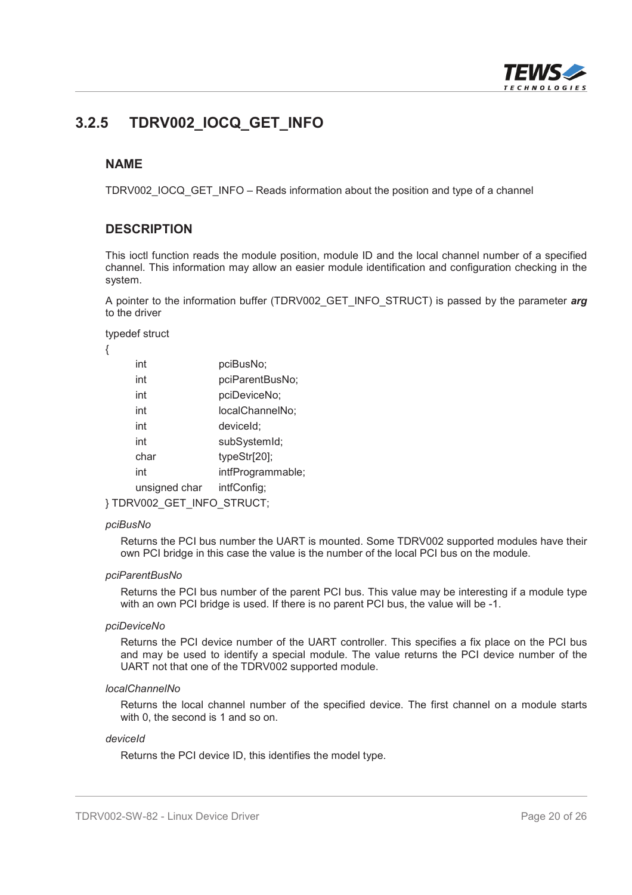## 3.2.5 TDRV002_IOCQ_GET_INFO

### NAME

TDRV002_IOCQ_GET_INFO – Reads information about the position and type of a channel

### DESCRIPTION

This ioctl function reads the module position, module ID and the local channel number of a specified channel. This information may allow an easier module identification and configuration checking in the system.

A pointer to the information buffer (TDRV002_GET_INFO_STRUCT) is passed by the parameter ***arg*** to the driver

```
typedef struct
{
    int             pciBusNo;
    int             pciParentBusNo;
    int             pciDeviceNo;
    int             localChannelNo;
    int             deviceId;
    int             subSystemId;
    char            typeStr[20];
    int             intfProgrammable;
    unsigned char   intfConfig;
} TDRV002_GET_INFO_STRUCT;
```

*pciBusNo*

Returns the PCI bus number the UART is mounted. Some TDRV002 supported modules have their own PCI bridge in this case the value is the number of the local PCI bus on the module.

*pciParentBusNo*

Returns the PCI bus number of the parent PCI bus. This value may be interesting if a module type with an own PCI bridge is used. If there is no parent PCI bus, the value will be -1.

*pciDeviceNo*

Returns the PCI device number of the UART controller. This specifies a fix place on the PCI bus and may be used to identify a special module. The value returns the PCI device number of the UART not that one of the TDRV002 supported module.

*localChannelNo*

Returns the local channel number of the specified device. The first channel on a module starts with 0, the second is 1 and so on.

*deviceId*

Returns the PCI device ID, this identifies the model type.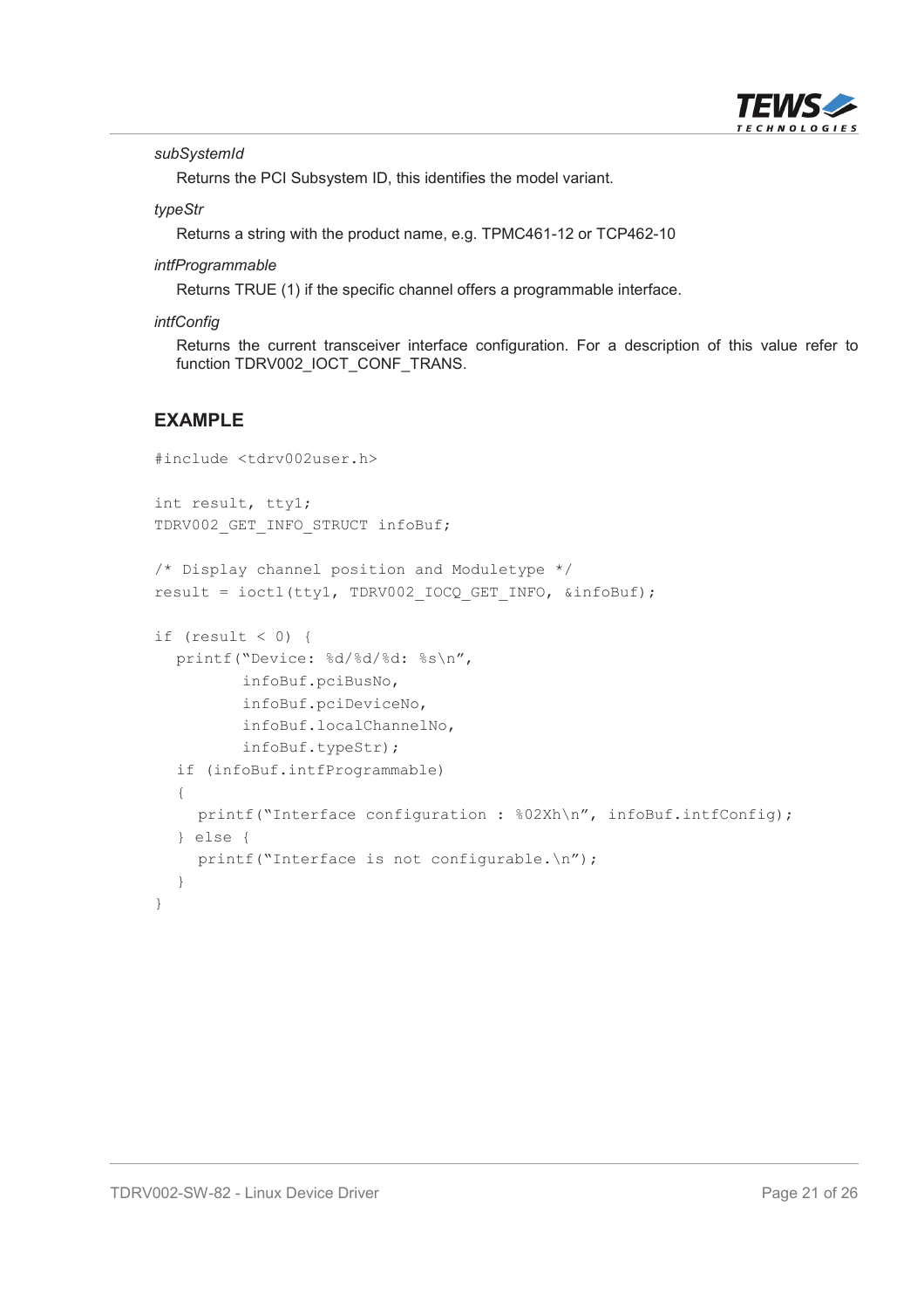*subSystemId*

Returns the PCI Subsystem ID, this identifies the model variant.

*typeStr*

Returns a string with the product name, e.g. TPMC461-12 or TCP462-10

*intfProgrammable*

Returns TRUE (1) if the specific channel offers a programmable interface.

*intfConfig*

Returns the current transceiver interface configuration. For a description of this value refer to function TDRV002_IOCT_CONF_TRANS.

## EXAMPLE

```
#include <tdrv002user.h>

int result, tty1;
TDRV002_GET_INFO_STRUCT infoBuf;

/* Display channel position and Moduletype */
result = ioctl(tty1, TDRV002_IOCQ_GET_INFO, &infoBuf);

if (result < 0) {
  printf("Device: %d/%d/%d: %s\n",
         infoBuf.pciBusNo,
         infoBuf.pciDeviceNo,
         infoBuf.localChannelNo,
         infoBuf.typeStr);
  if (infoBuf.intfProgrammable)
  {
    printf("Interface configuration : %02Xh\n", infoBuf.intfConfig);
  } else {
    printf("Interface is not configurable.\n");
  }
}
```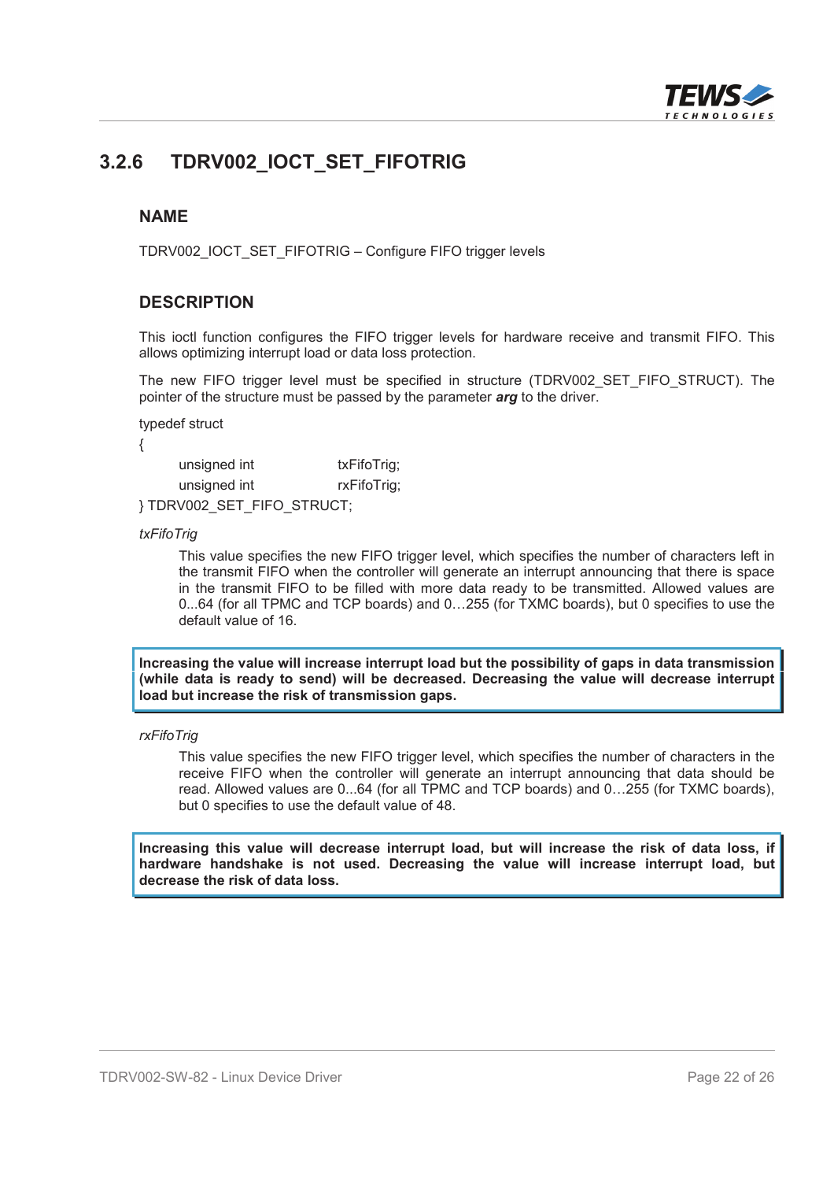## 3.2.6 TDRV002_IOCT_SET_FIFOTRIG

### NAME

TDRV002_IOCT_SET_FIFOTRIG – Configure FIFO trigger levels

### DESCRIPTION

This ioctl function configures the FIFO trigger levels for hardware receive and transmit FIFO. This allows optimizing interrupt load or data loss protection.

The new FIFO trigger level must be specified in structure (TDRV002_SET_FIFO_STRUCT). The pointer of the structure must be passed by the parameter ***arg*** to the driver.

```
typedef struct
{
    unsigned int        txFifoTrig;
    unsigned int        rxFifoTrig;
} TDRV002_SET_FIFO_STRUCT;
```

*txFifoTrig*

This value specifies the new FIFO trigger level, which specifies the number of characters left in the transmit FIFO when the controller will generate an interrupt announcing that there is space in the transmit FIFO to be filled with more data ready to be transmitted. Allowed values are 0...64 (for all TPMC and TCP boards) and 0…255 (for TXMC boards), but 0 specifies to use the default value of 16.

**Increasing the value will increase interrupt load but the possibility of gaps in data transmission (while data is ready to send) will be decreased. Decreasing the value will decrease interrupt load but increase the risk of transmission gaps.**

*rxFifoTrig*

This value specifies the new FIFO trigger level, which specifies the number of characters in the receive FIFO when the controller will generate an interrupt announcing that data should be read. Allowed values are 0...64 (for all TPMC and TCP boards) and 0…255 (for TXMC boards), but 0 specifies to use the default value of 48.

**Increasing this value will decrease interrupt load, but will increase the risk of data loss, if hardware handshake is not used. Decreasing the value will increase interrupt load, but decrease the risk of data loss.**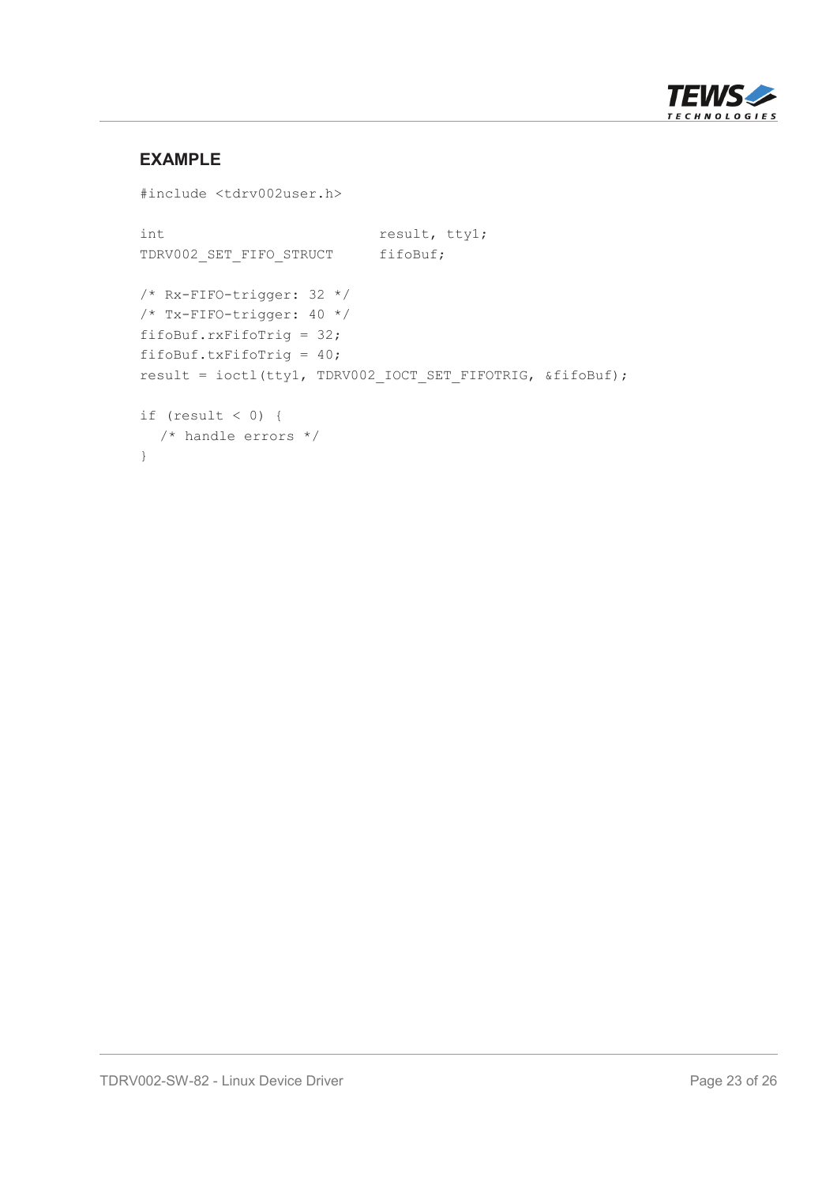### EXAMPLE

```
#include <tdrv002user.h>

int                         result, tty1;
TDRV002_SET_FIFO_STRUCT     fifoBuf;

/* Rx-FIFO-trigger: 32 */
/* Tx-FIFO-trigger: 40 */
fifoBuf.rxFifoTrig = 32;
fifoBuf.txFifoTrig = 40;
result = ioctl(tty1, TDRV002_IOCT_SET_FIFOTRIG, &fifoBuf);

if (result < 0) {
  /* handle errors */
}
```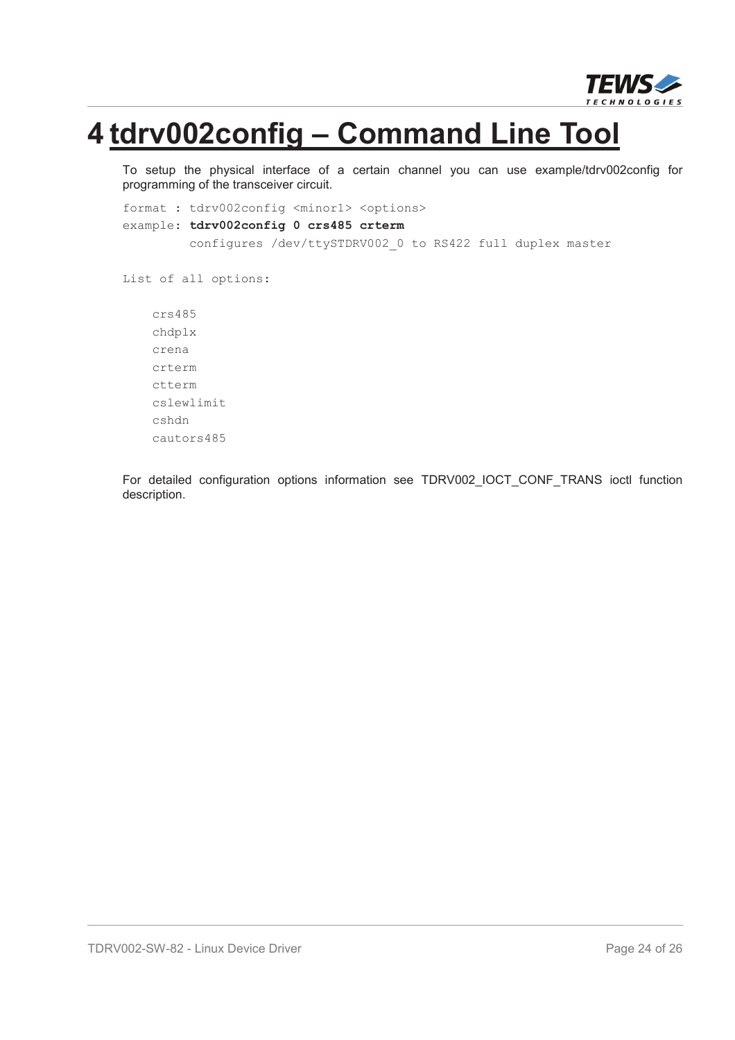# 4 tdrv002config – Command Line Tool

To setup the physical interface of a certain channel you can use example/tdrv002config for programming of the transceiver circuit.

```
format : tdrv002config <minor1> <options>
example: tdrv002config 0 crs485 crterm
         configures /dev/ttySTDRV002_0 to RS422 full duplex master
```

```
List of all options:

    crs485
    chdplx
    crena
    crterm
    ctterm
    cslewlimit
    cshdn
    cautors485
```

For detailed configuration options information see TDRV002_IOCT_CONF_TRANS ioctl function description.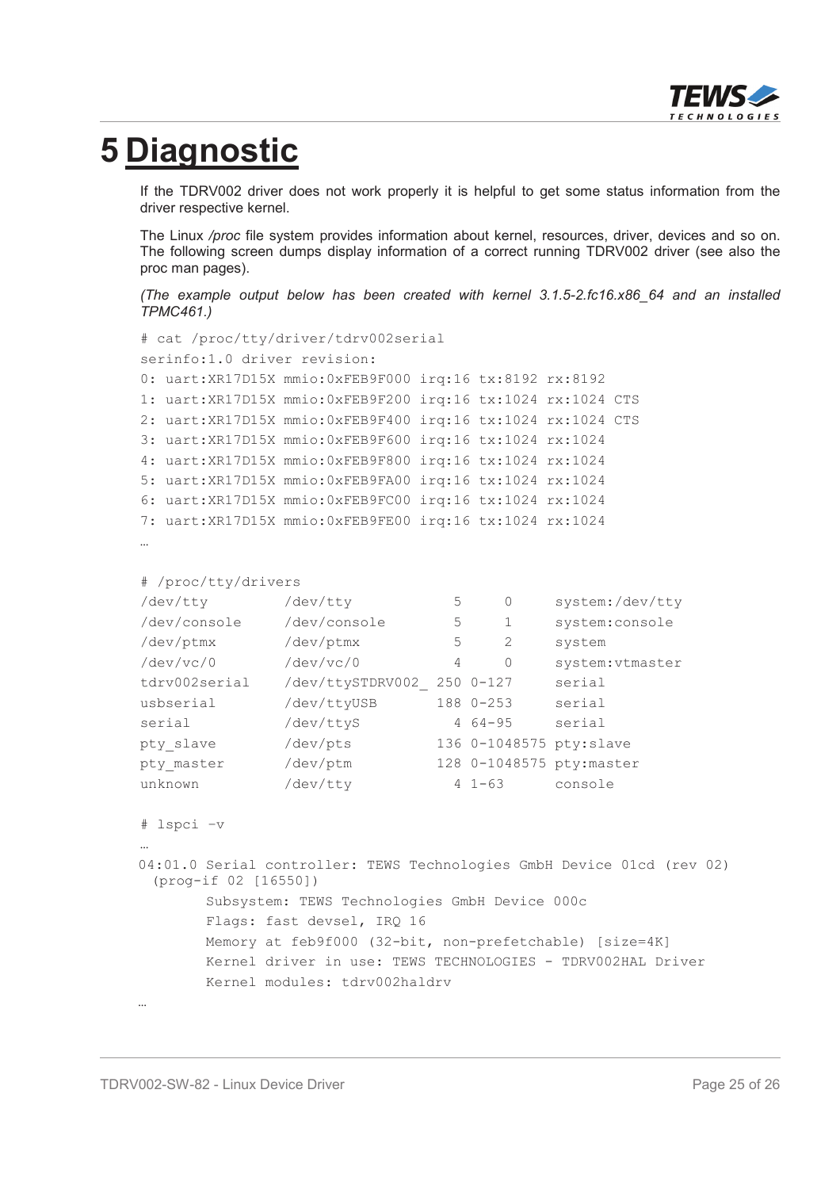# 5 Diagnostic

If the TDRV002 driver does not work properly it is helpful to get some status information from the driver respective kernel.

The Linux */proc* file system provides information about kernel, resources, driver, devices and so on. The following screen dumps display information of a correct running TDRV002 driver (see also the proc man pages).

*(The example output below has been created with kernel 3.1.5-2.fc16.x86_64 and an installed TPMC461.)*

```
# cat /proc/tty/driver/tdrv002serial
serinfo:1.0 driver revision:
0: uart:XR17D15X mmio:0xFEB9F000 irq:16 tx:8192 rx:8192
1: uart:XR17D15X mmio:0xFEB9F200 irq:16 tx:1024 rx:1024 CTS
2: uart:XR17D15X mmio:0xFEB9F400 irq:16 tx:1024 rx:1024 CTS
3: uart:XR17D15X mmio:0xFEB9F600 irq:16 tx:1024 rx:1024
4: uart:XR17D15X mmio:0xFEB9F800 irq:16 tx:1024 rx:1024
5: uart:XR17D15X mmio:0xFEB9FA00 irq:16 tx:1024 rx:1024
6: uart:XR17D15X mmio:0xFEB9FC00 irq:16 tx:1024 rx:1024
7: uart:XR17D15X mmio:0xFEB9FE00 irq:16 tx:1024 rx:1024
…
```

```
# /proc/tty/drivers
/dev/tty         /dev/tty           5     0       system:/dev/tty
/dev/console     /dev/console       5     1       system:console
/dev/ptmx        /dev/ptmx          5     2       system
/dev/vc/0        /dev/vc/0          4     0       system:vtmaster
tdrv002serial    /dev/ttySTDRV002_ 250  0-127     serial
usbserial        /dev/ttyUSB       188  0-253     serial
serial           /dev/ttyS          4  64-95      serial
pty_slave        /dev/pts          136  0-1048575 pty:slave
pty_master       /dev/ptm          128  0-1048575 pty:master
unknown          /dev/tty           4  1-63       console
```

```
# lspci -v
…
04:01.0 Serial controller: TEWS Technologies GmbH Device 01cd (rev 02)
  (prog-if 02 [16550])
        Subsystem: TEWS Technologies GmbH Device 000c
        Flags: fast devsel, IRQ 16
        Memory at feb9f000 (32-bit, non-prefetchable) [size=4K]
        Kernel driver in use: TEWS TECHNOLOGIES - TDRV002HAL Driver
        Kernel modules: tdrv002haldrv
…
```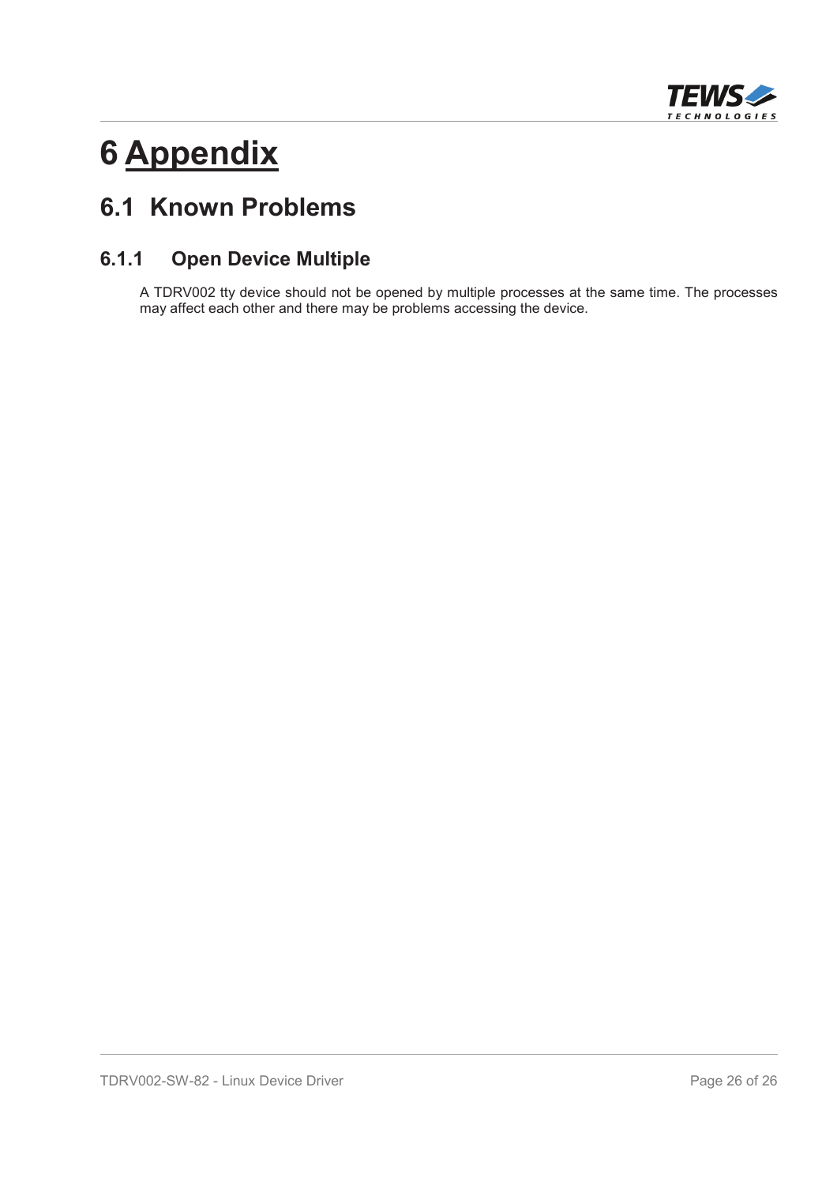# 6 Appendix

## 6.1 Known Problems

### 6.1.1 Open Device Multiple

A TDRV002 tty device should not be opened by multiple processes at the same time. The processes may affect each other and there may be problems accessing the device.